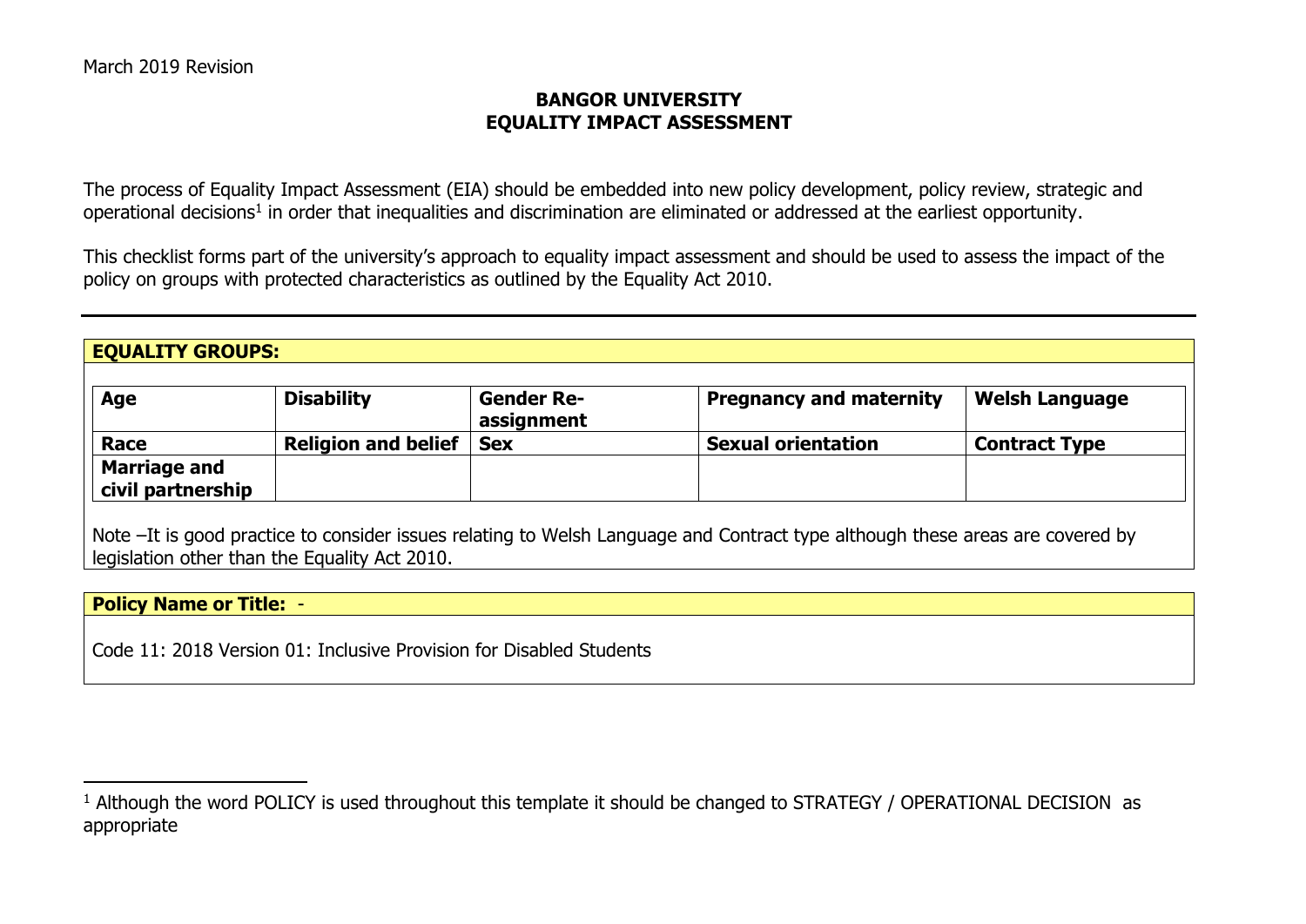March 2019 Revision

**BANGOR UNIVERSITY**
**EQUALITY IMPACT ASSESSMENT**

The process of Equality Impact Assessment (EIA) should be embedded into new policy development, policy review, strategic and operational decisions[1] in order that inequalities and discrimination are eliminated or addressed at the earliest opportunity.

This checklist forms part of the university's approach to equality impact assessment and should be used to assess the impact of the policy on groups with protected characteristics as outlined by the Equality Act 2010.

---

**EQUALITY GROUPS:**

| **Age** | **Disability** | **Gender Re-assignment** | **Pregnancy and maternity** | **Welsh Language** |
|---|---|---|---|---|
| **Race** | **Religion and belief** | **Sex** | **Sexual orientation** | **Contract Type** |
| **Marriage and civil partnership** | | | | |

Note –It is good practice to consider issues relating to Welsh Language and Contract type although these areas are covered by legislation other than the Equality Act 2010.

**Policy Name or Title:** -

Code 11: 2018 Version 01: Inclusive Provision for Disabled Students

---

[1] Although the word POLICY is used throughout this template it should be changed to STRATEGY / OPERATIONAL DECISION as appropriate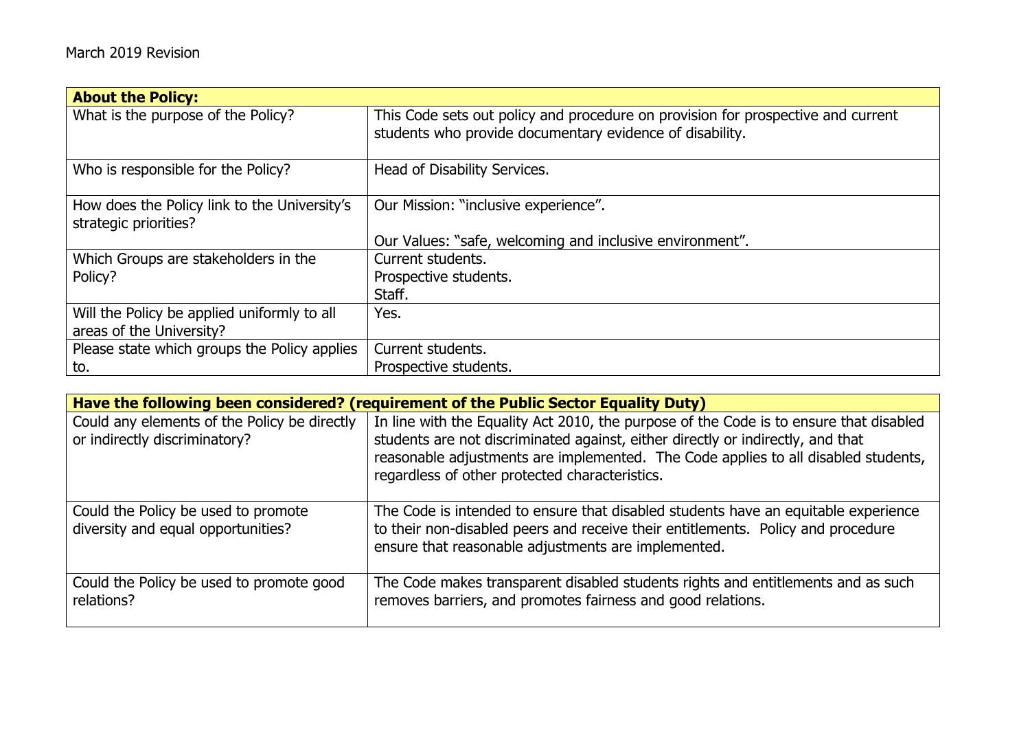March 2019 Revision

| **About the Policy:** | |
|---|---|
| What is the purpose of the Policy? | This Code sets out policy and procedure on provision for prospective and current students who provide documentary evidence of disability. |
| Who is responsible for the Policy? | Head of Disability Services. |
| How does the Policy link to the University's strategic priorities? | Our Mission: "inclusive experience".<br><br>Our Values: "safe, welcoming and inclusive environment". |
| Which Groups are stakeholders in the Policy? | Current students.<br>Prospective students.<br>Staff. |
| Will the Policy be applied uniformly to all areas of the University? | Yes. |
| Please state which groups the Policy applies to. | Current students.<br>Prospective students. |

| **Have the following been considered? (requirement of the Public Sector Equality Duty)** | |
|---|---|
| Could any elements of the Policy be directly or indirectly discriminatory? | In line with the Equality Act 2010, the purpose of the Code is to ensure that disabled students are not discriminated against, either directly or indirectly, and that reasonable adjustments are implemented. The Code applies to all disabled students, regardless of other protected characteristics. |
| Could the Policy be used to promote diversity and equal opportunities? | The Code is intended to ensure that disabled students have an equitable experience to their non-disabled peers and receive their entitlements. Policy and procedure ensure that reasonable adjustments are implemented. |
| Could the Policy be used to promote good relations? | The Code makes transparent disabled students rights and entitlements and as such removes barriers, and promotes fairness and good relations. |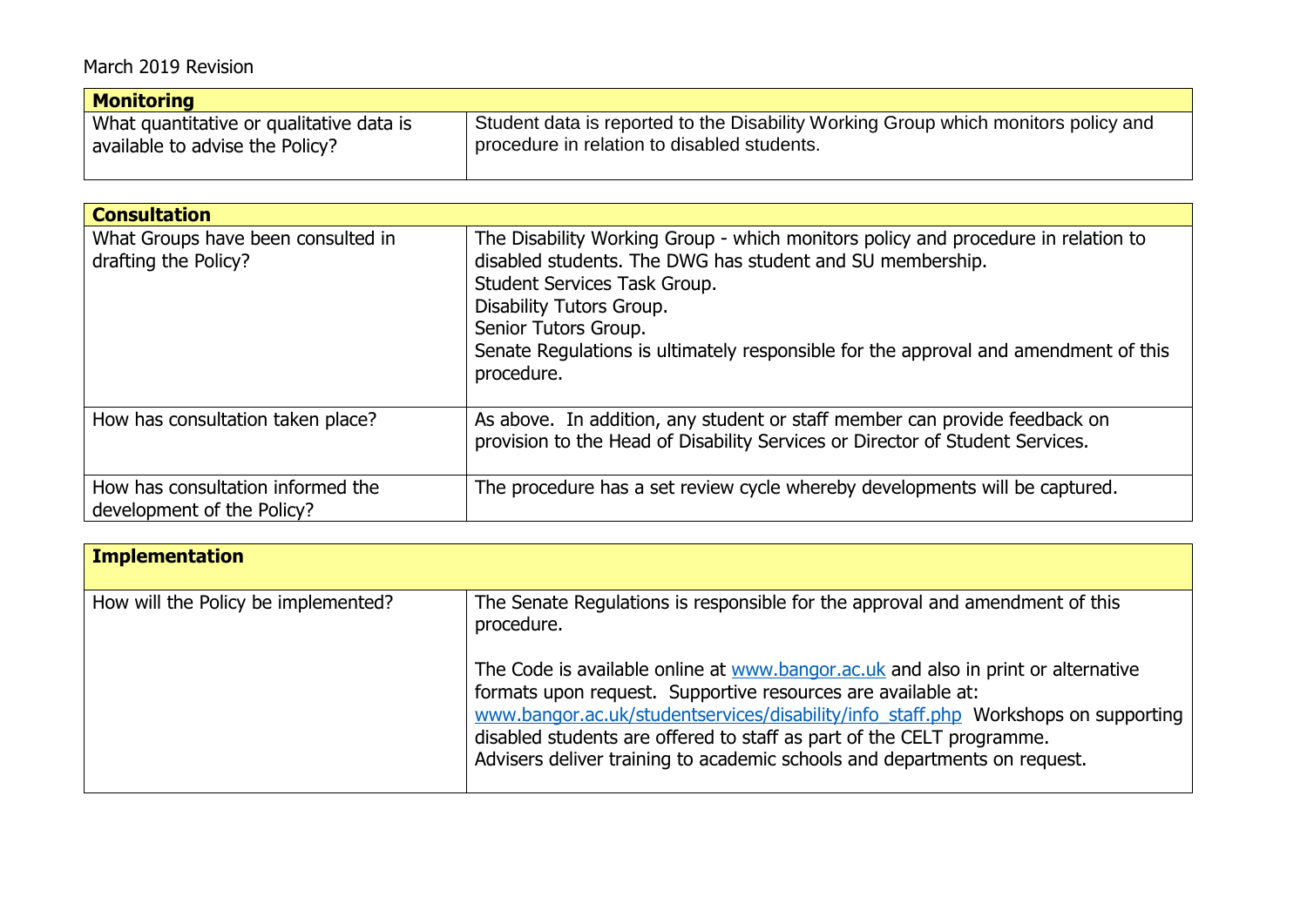March 2019 Revision

| **Monitoring** | |
|---|---|
| What quantitative or qualitative data is available to advise the Policy? | Student data is reported to the Disability Working Group which monitors policy and procedure in relation to disabled students. |

| **Consultation** | |
|---|---|
| What Groups have been consulted in drafting the Policy? | The Disability Working Group - which monitors policy and procedure in relation to disabled students. The DWG has student and SU membership.<br>Student Services Task Group.<br>Disability Tutors Group.<br>Senior Tutors Group.<br>Senate Regulations is ultimately responsible for the approval and amendment of this procedure. |
| How has consultation taken place? | As above. In addition, any student or staff member can provide feedback on provision to the Head of Disability Services or Director of Student Services. |
| How has consultation informed the development of the Policy? | The procedure has a set review cycle whereby developments will be captured. |

| **Implementation** | |
|---|---|
| How will the Policy be implemented? | The Senate Regulations is responsible for the approval and amendment of this procedure.<br><br>The Code is available online at www.bangor.ac.uk and also in print or alternative formats upon request. Supportive resources are available at: www.bangor.ac.uk/studentservices/disability/info_staff.php Workshops on supporting disabled students are offered to staff as part of the CELT programme.<br>Advisers deliver training to academic schools and departments on request. |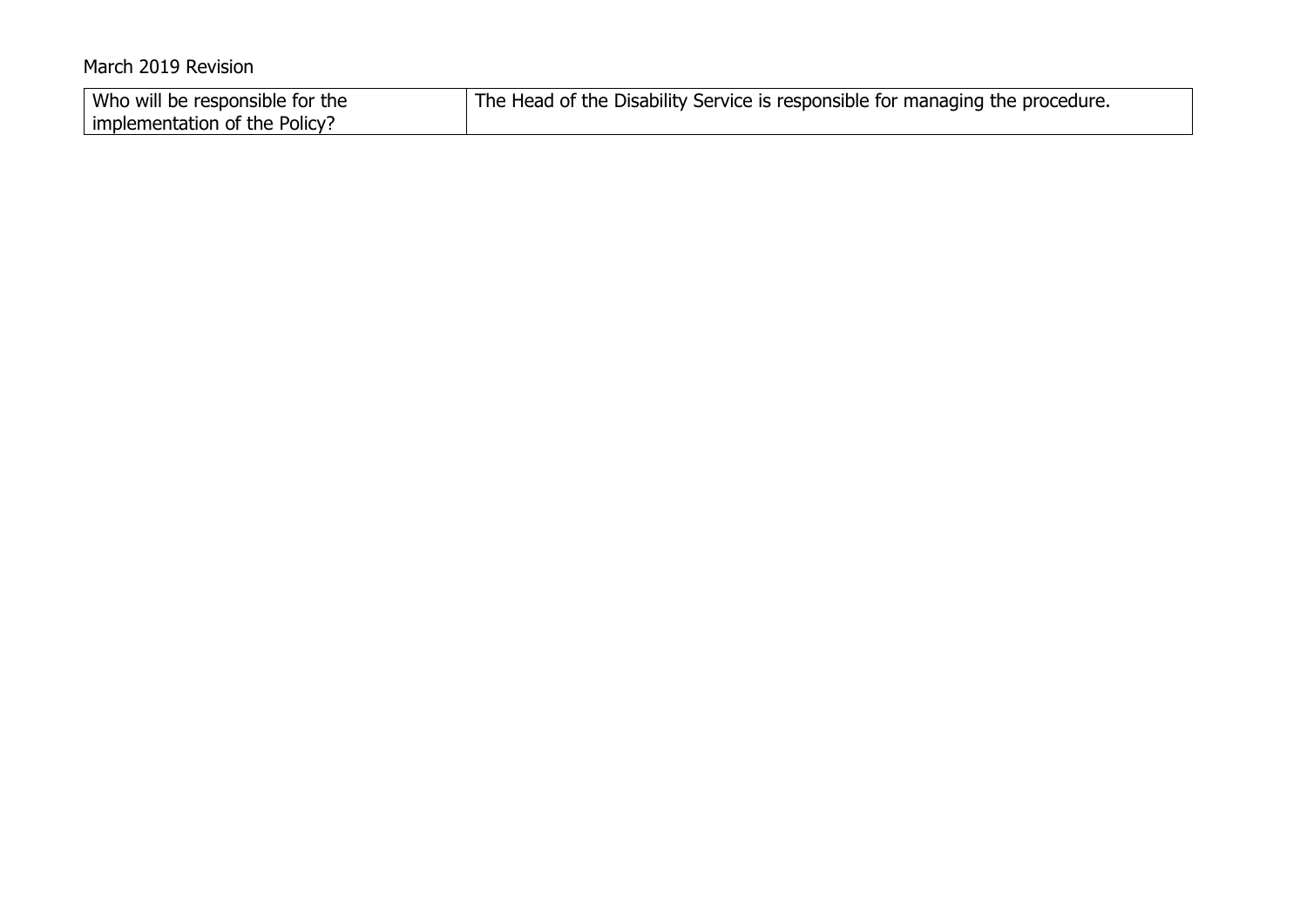| Who will be responsible for the implementation of the Policy? | The Head of the Disability Service is responsible for managing the procedure. |
|---|---|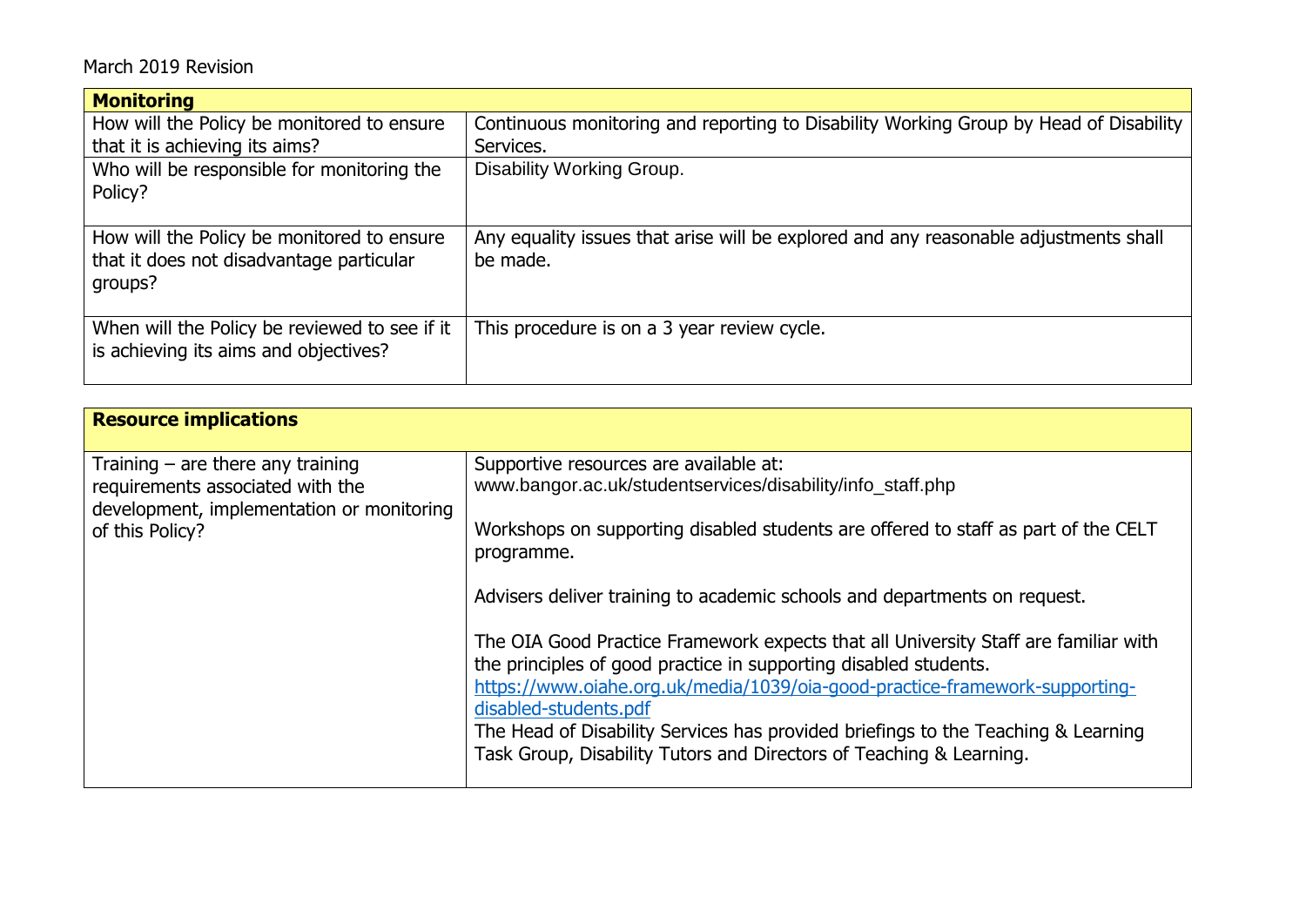March 2019 Revision

| **Monitoring** | |
|---|---|
| How will the Policy be monitored to ensure that it is achieving its aims? | Continuous monitoring and reporting to Disability Working Group by Head of Disability Services. |
| Who will be responsible for monitoring the Policy? | Disability Working Group. |
| How will the Policy be monitored to ensure that it does not disadvantage particular groups? | Any equality issues that arise will be explored and any reasonable adjustments shall be made. |
| When will the Policy be reviewed to see if it is achieving its aims and objectives? | This procedure is on a 3 year review cycle. |

| **Resource implications** | |
|---|---|
| Training – are there any training requirements associated with the development, implementation or monitoring of this Policy? | Supportive resources are available at: www.bangor.ac.uk/studentservices/disability/info_staff.php<br><br>Workshops on supporting disabled students are offered to staff as part of the CELT programme.<br><br>Advisers deliver training to academic schools and departments on request.<br><br>The OIA Good Practice Framework expects that all University Staff are familiar with the principles of good practice in supporting disabled students. https://www.oiahe.org.uk/media/1039/oia-good-practice-framework-supporting-disabled-students.pdf<br>The Head of Disability Services has provided briefings to the Teaching & Learning Task Group, Disability Tutors and Directors of Teaching & Learning. |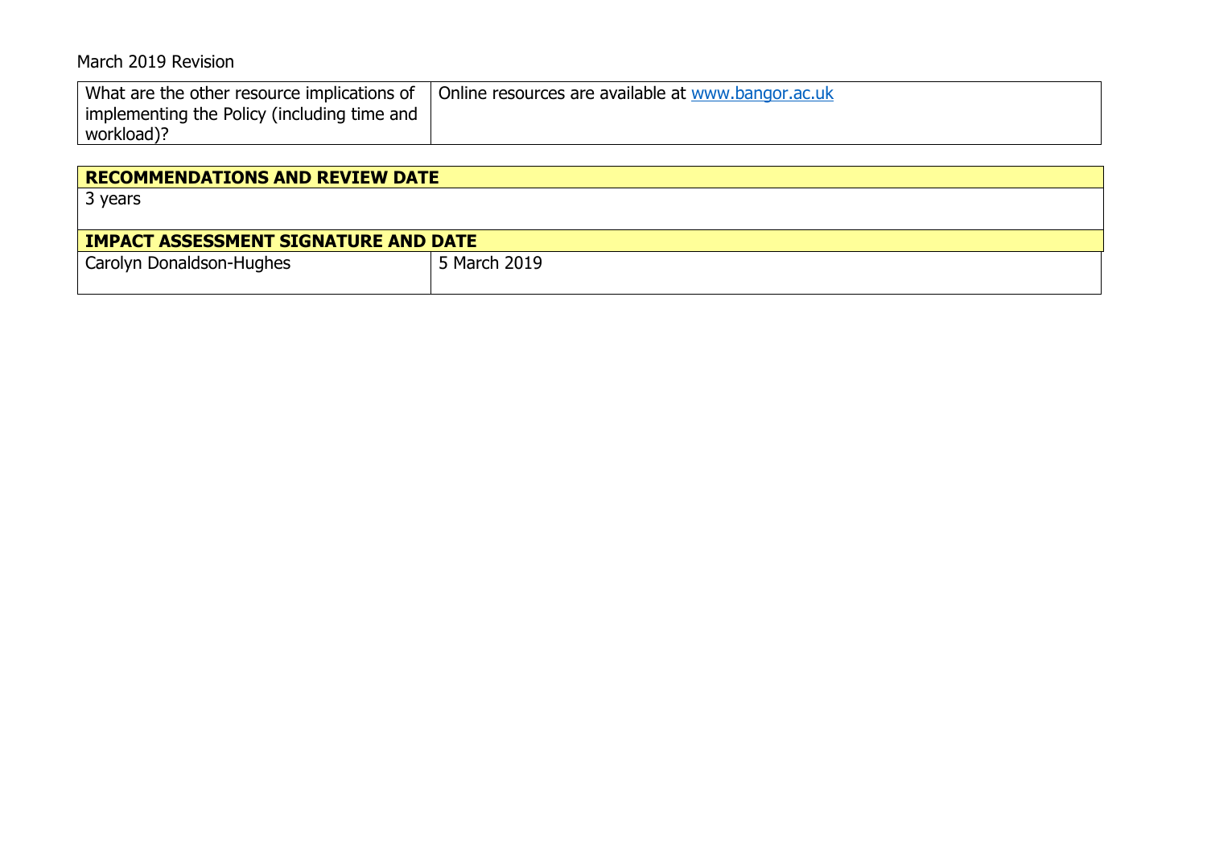March 2019 Revision

| | |
|---|---|
| What are the other resource implications of implementing the Policy (including time and workload)? | Online resources are available at www.bangor.ac.uk |

| **RECOMMENDATIONS AND REVIEW DATE** | |
|---|---|
| 3 years | |
| **IMPACT ASSESSMENT SIGNATURE AND DATE** | |
| Carolyn Donaldson-Hughes | 5 March 2019 |